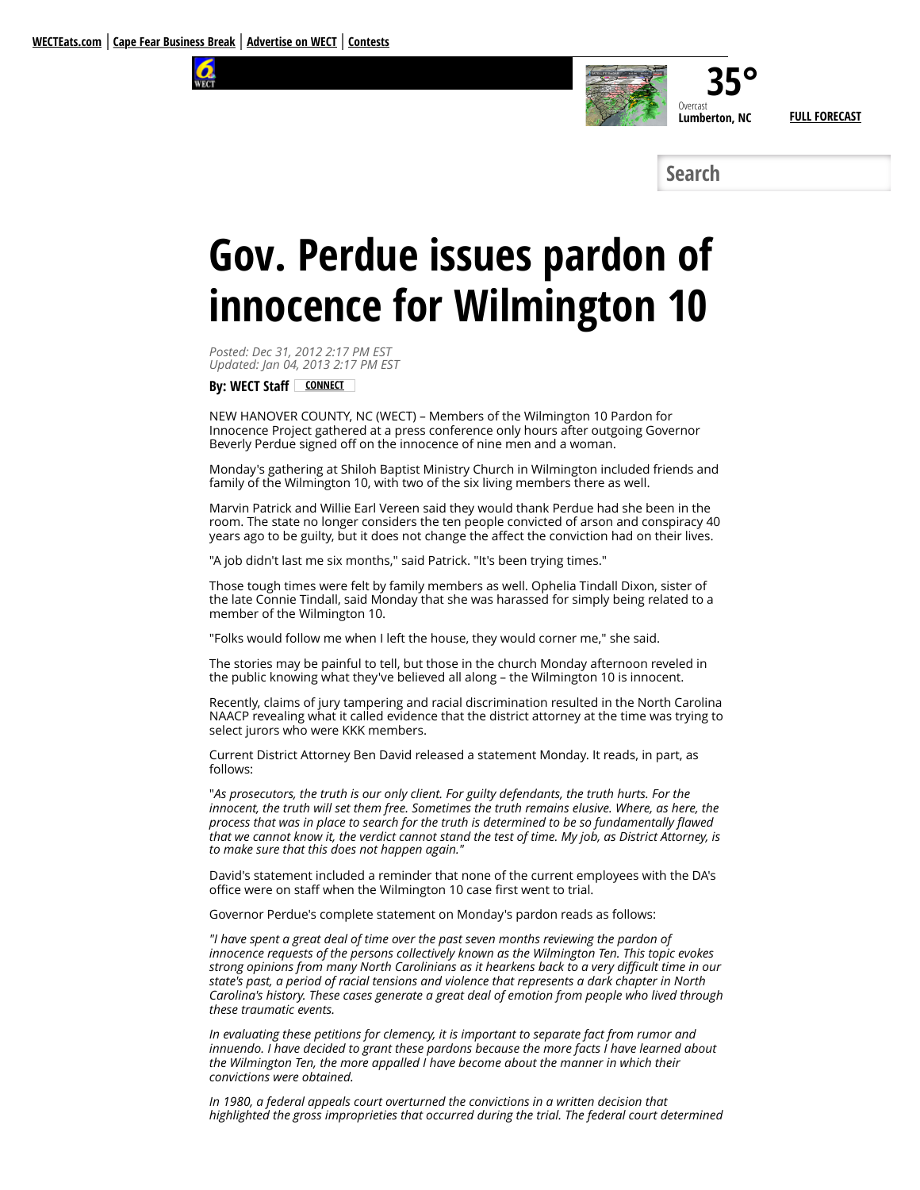WECTEats.com | Cape Fear Business Break | Advertise on WECT | Contests

35°
Overcast
Lumberton, NC

FULL FORECAST

Search

# Gov. Perdue issues pardon of innocence for Wilmington 10

*Posted: Dec 31, 2012 2:17 PM EST*
*Updated: Jan 04, 2013 2:17 PM EST*

**By: WECT Staff** CONNECT

NEW HANOVER COUNTY, NC (WECT) – Members of the Wilmington 10 Pardon for Innocence Project gathered at a press conference only hours after outgoing Governor Beverly Perdue signed off on the innocence of nine men and a woman.

Monday's gathering at Shiloh Baptist Ministry Church in Wilmington included friends and family of the Wilmington 10, with two of the six living members there as well.

Marvin Patrick and Willie Earl Vereen said they would thank Perdue had she been in the room. The state no longer considers the ten people convicted of arson and conspiracy 40 years ago to be guilty, but it does not change the affect the conviction had on their lives.

"A job didn't last me six months," said Patrick. "It's been trying times."

Those tough times were felt by family members as well. Ophelia Tindall Dixon, sister of the late Connie Tindall, said Monday that she was harassed for simply being related to a member of the Wilmington 10.

"Folks would follow me when I left the house, they would corner me," she said.

The stories may be painful to tell, but those in the church Monday afternoon reveled in the public knowing what they've believed all along – the Wilmington 10 is innocent.

Recently, claims of jury tampering and racial discrimination resulted in the North Carolina NAACP revealing what it called evidence that the district attorney at the time was trying to select jurors who were KKK members.

Current District Attorney Ben David released a statement Monday. It reads, in part, as follows:

"*As prosecutors, the truth is our only client. For guilty defendants, the truth hurts. For the innocent, the truth will set them free. Sometimes the truth remains elusive. Where, as here, the process that was in place to search for the truth is determined to be so fundamentally flawed that we cannot know it, the verdict cannot stand the test of time. My job, as District Attorney, is to make sure that this does not happen again."*

David's statement included a reminder that none of the current employees with the DA's office were on staff when the Wilmington 10 case first went to trial.

Governor Perdue's complete statement on Monday's pardon reads as follows:

*"I have spent a great deal of time over the past seven months reviewing the pardon of innocence requests of the persons collectively known as the Wilmington Ten. This topic evokes strong opinions from many North Carolinians as it hearkens back to a very difficult time in our state's past, a period of racial tensions and violence that represents a dark chapter in North Carolina's history. These cases generate a great deal of emotion from people who lived through these traumatic events.*

*In evaluating these petitions for clemency, it is important to separate fact from rumor and innuendo. I have decided to grant these pardons because the more facts I have learned about the Wilmington Ten, the more appalled I have become about the manner in which their convictions were obtained.*

*In 1980, a federal appeals court overturned the convictions in a written decision that highlighted the gross improprieties that occurred during the trial. The federal court determined*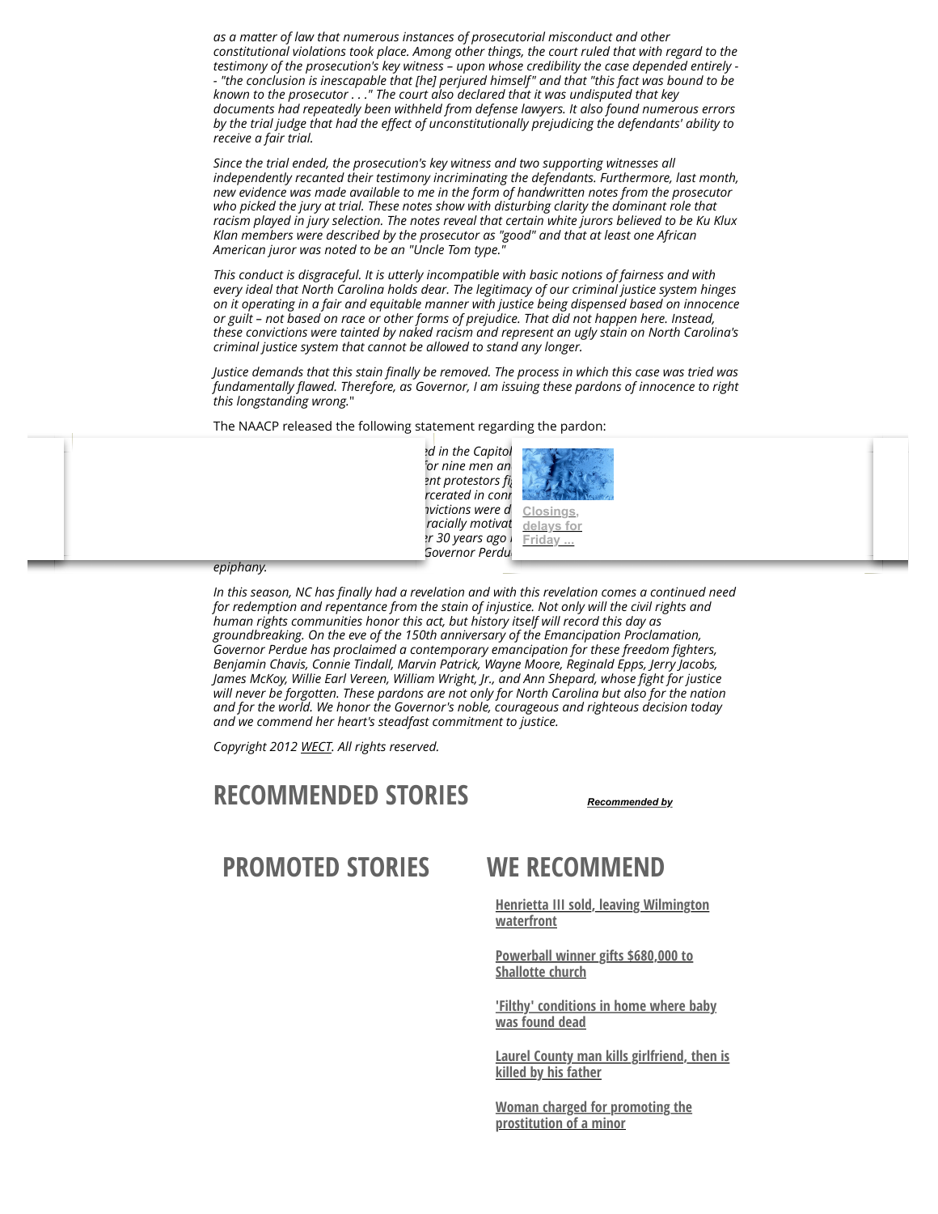*as a matter of law that numerous instances of prosecutorial misconduct and other constitutional violations took place. Among other things, the court ruled that with regard to the testimony of the prosecution's key witness – upon whose credibility the case depended entirely -- "the conclusion is inescapable that [he] perjured himself" and that "this fact was bound to be known to the prosecutor . . ." The court also declared that it was undisputed that key documents had repeatedly been withheld from defense lawyers. It also found numerous errors by the trial judge that had the effect of unconstitutionally prejudicing the defendants' ability to receive a fair trial.*

*Since the trial ended, the prosecution's key witness and two supporting witnesses all independently recanted their testimony incriminating the defendants. Furthermore, last month, new evidence was made available to me in the form of handwritten notes from the prosecutor who picked the jury at trial. These notes show with disturbing clarity the dominant role that racism played in jury selection. The notes reveal that certain white jurors believed to be Ku Klux Klan members were described by the prosecutor as "good" and that at least one African American juror was noted to be an "Uncle Tom type."*

*This conduct is disgraceful. It is utterly incompatible with basic notions of fairness and with every ideal that North Carolina holds dear. The legitimacy of our criminal justice system hinges on it operating in a fair and equitable manner with justice being dispensed based on innocence or guilt – not based on race or other forms of prejudice. That did not happen here. Instead, these convictions were tainted by naked racism and represent an ugly stain on North Carolina's criminal justice system that cannot be allowed to stand any longer.*

*Justice demands that this stain finally be removed. The process in which this case was tried was fundamentally flawed. Therefore, as Governor, I am issuing these pardons of innocence to right this longstanding wrong.*"

The NAACP released the following statement regarding the pardon:

*...d in the Capitol ...for nine men an... ...ent protestors fi... ...rcerated in con... ...nvictions were d... ...racially motivat... ...r 30 years ago ... Governor Perdu... epiphany.*

*In this season, NC has finally had a revelation and with this revelation comes a continued need for redemption and repentance from the stain of injustice. Not only will the civil rights and human rights communities honor this act, but history itself will record this day as groundbreaking. On the eve of the 150th anniversary of the Emancipation Proclamation, Governor Perdue has proclaimed a contemporary emancipation for these freedom fighters, Benjamin Chavis, Connie Tindall, Marvin Patrick, Wayne Moore, Reginald Epps, Jerry Jacobs, James McKoy, Willie Earl Vereen, William Wright, Jr., and Ann Shepard, whose fight for justice will never be forgotten. These pardons are not only for North Carolina but also for the nation and for the world. We honor the Governor's noble, courageous and righteous decision today and we commend her heart's steadfast commitment to justice.*

*Copyright 2012 WECT. All rights reserved.*

## RECOMMENDED STORIES

Recommended by

## PROMOTED STORIES

## WE RECOMMEND

- Henrietta III sold, leaving Wilmington waterfront
- Powerball winner gifts $680,000 to Shallotte church
- 'Filthy' conditions in home where baby was found dead
- Laurel County man kills girlfriend, then is killed by his father
- Woman charged for promoting the prostitution of a minor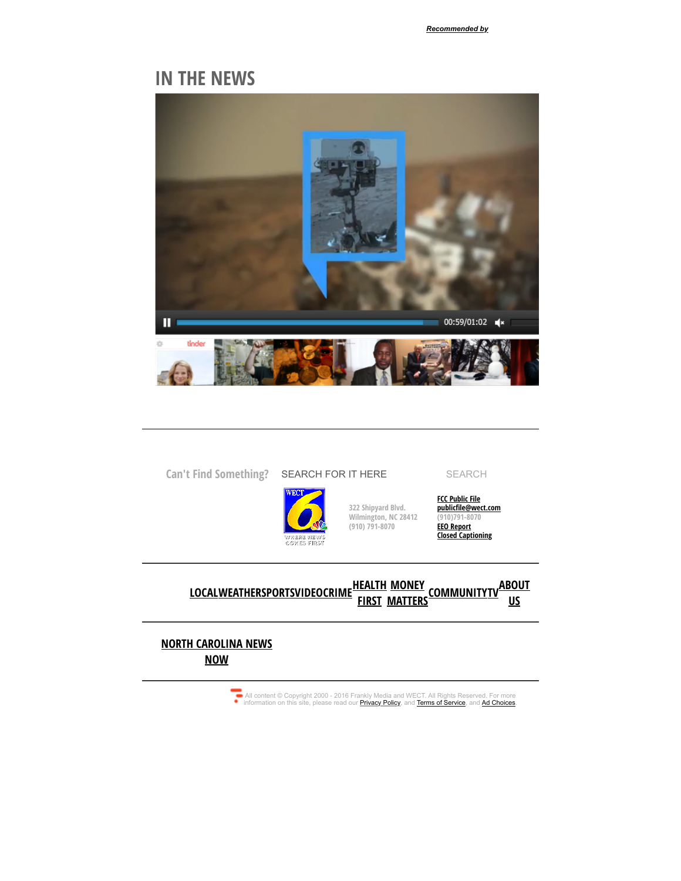*Recommended by*

# IN THE NEWS

00:59/01:02

---

Can't Find Something? SEARCH FOR IT HERE SEARCH

322 Shipyard Blvd.
Wilmington, NC 28412
(910) 791-8070

FCC Public File
publicfile@wect.com
(910)791-8070
EEO Report
Closed Captioning

---

LOCAL WEATHER SPORTS VIDEO CRIME HEALTH FIRST MONEY MATTERS COMMUNITY TV ABOUT US

---

NORTH CAROLINA NEWS NOW

---

All content © Copyright 2000 - 2016 Frankly Media and WECT. All Rights Reserved. For more information on this site, please read our Privacy Policy, and Terms of Service, and Ad Choices